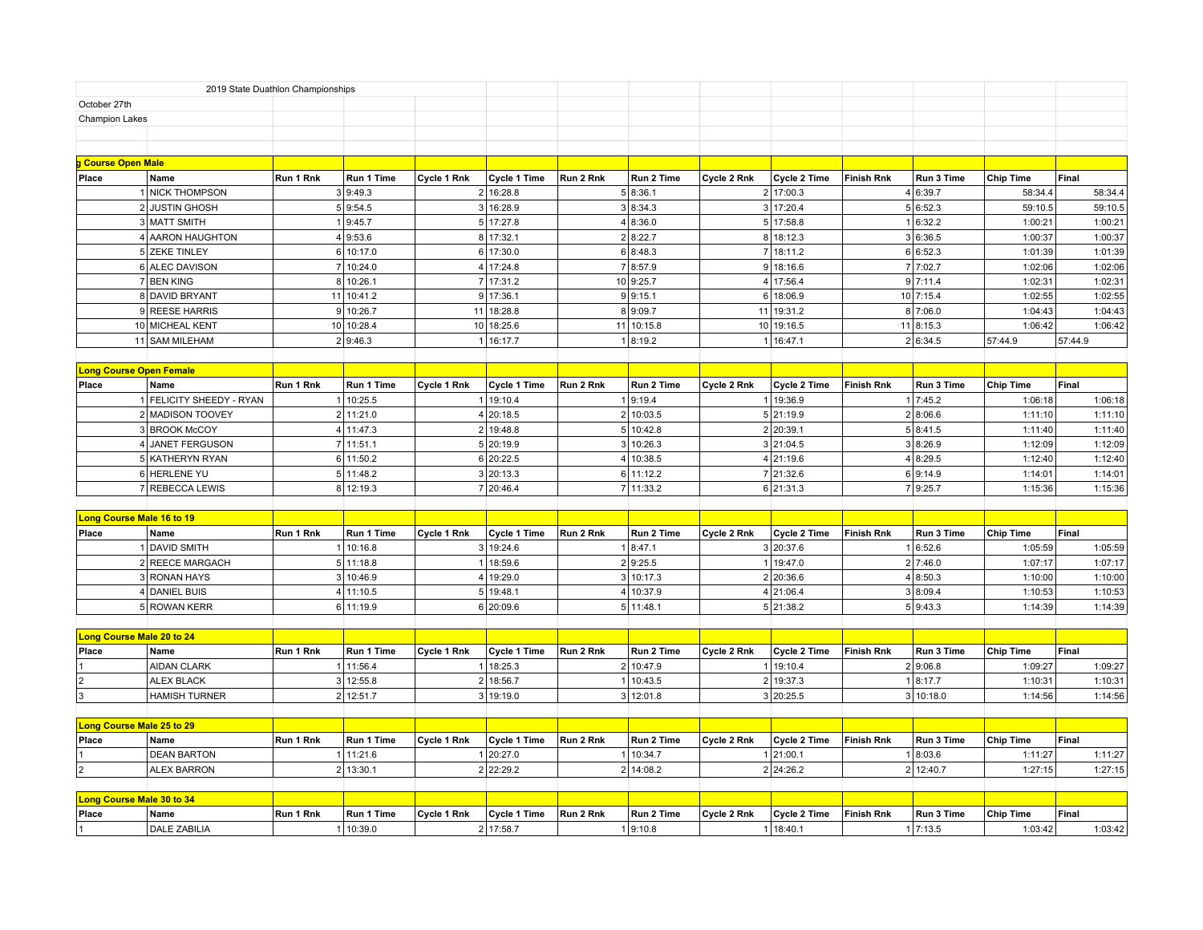2019 State Duathlon Championships

October 27th

Champion Lakes

## g Course Open Male

| Place | Name | Run 1 Rnk | Run 1 Time | Cycle 1 Rnk | Cycle 1 Time | Run 2 Rnk | Run 2 Time | Cycle 2 Rnk | Cycle 2 Time | Finish Rnk | Run 3 Time | Chip Time | Final |
|---|---|---|---|---|---|---|---|---|---|---|---|---|---|
| 1 | NICK THOMPSON | 3 | 9:49.3 | 2 | 16:28.8 | 5 | 8:36.1 | 2 | 17:00.3 | 4 | 6:39.7 | 58:34.4 | 58:34.4 |
| 2 | JUSTIN GHOSH | 5 | 9:54.5 | 3 | 16:28.9 | 3 | 8:34.3 | 3 | 17:20.4 | 5 | 6:52.3 | 59:10.5 | 59:10.5 |
| 3 | MATT SMITH | 1 | 9:45.7 | 5 | 17:27.8 | 4 | 8:36.0 | 5 | 17:58.8 | 1 | 6:32.2 | 1:00:21 | 1:00:21 |
| 4 | AARON HAUGHTON | 4 | 9:53.6 | 8 | 17:32.1 | 2 | 8:22.7 | 8 | 18:12.3 | 3 | 6:36.5 | 1:00:37 | 1:00:37 |
| 5 | ZEKE TINLEY | 6 | 10:17.0 | 6 | 17:30.0 | 6 | 8:48.3 | 7 | 18:11.2 | 6 | 6:52.3 | 1:01:39 | 1:01:39 |
| 6 | ALEC DAVISON | 7 | 10:24.0 | 4 | 17:24.8 | 7 | 8:57.9 | 9 | 18:16.6 | 7 | 7:02.7 | 1:02:06 | 1:02:06 |
| 7 | BEN KING | 8 | 10:26.1 | 7 | 17:31.2 | 10 | 9:25.7 | 4 | 17:56.4 | 9 | 7:11.4 | 1:02:31 | 1:02:31 |
| 8 | DAVID BRYANT | 11 | 10:41.2 | 9 | 17:36.1 | 9 | 9:15.1 | 6 | 18:06.9 | 10 | 7:15.4 | 1:02:55 | 1:02:55 |
| 9 | REESE HARRIS | 9 | 10:26.7 | 11 | 18:28.8 | 8 | 9:09.7 | 11 | 19:31.2 | 8 | 7:06.0 | 1:04:43 | 1:04:43 |
| 10 | MICHEAL KENT | 10 | 10:28.4 | 10 | 18:25.6 | 11 | 10:15.8 | 10 | 19:16.5 | 11 | 8:15.3 | 1:06:42 | 1:06:42 |
| 11 | SAM MILEHAM | 2 | 9:46.3 | 1 | 16:17.7 | 1 | 8:19.2 | 1 | 16:47.1 | 2 | 6:34.5 | 57:44.9 | 57:44.9 |

## Long Course Open Female

| Place | Name | Run 1 Rnk | Run 1 Time | Cycle 1 Rnk | Cycle 1 Time | Run 2 Rnk | Run 2 Time | Cycle 2 Rnk | Cycle 2 Time | Finish Rnk | Run 3 Time | Chip Time | Final |
|---|---|---|---|---|---|---|---|---|---|---|---|---|---|
| 1 | FELICITY SHEEDY - RYAN | 1 | 10:25.5 | 1 | 19:10.4 | 1 | 9:19.4 | 1 | 19:36.9 | 1 | 7:45.2 | 1:06:18 | 1:06:18 |
| 2 | MADISON TOOVEY | 2 | 11:21.0 | 4 | 20:18.5 | 2 | 10:03.5 | 5 | 21:19.9 | 2 | 8:06.6 | 1:11:10 | 1:11:10 |
| 3 | BROOK McCOY | 4 | 11:47.3 | 2 | 19:48.8 | 5 | 10:42.8 | 2 | 20:39.1 | 5 | 8:41.5 | 1:11:40 | 1:11:40 |
| 4 | JANET FERGUSON | 7 | 11:51.1 | 5 | 20:19.9 | 3 | 10:26.3 | 3 | 21:04.5 | 3 | 8:26.9 | 1:12:09 | 1:12:09 |
| 5 | KATHERYN RYAN | 6 | 11:50.2 | 6 | 20:22.5 | 4 | 10:38.5 | 4 | 21:19.6 | 4 | 8:29.5 | 1:12:40 | 1:12:40 |
| 6 | HERLENE YU | 5 | 11:48.2 | 3 | 20:13.3 | 6 | 11:12.2 | 7 | 21:32.6 | 6 | 9:14.9 | 1:14:01 | 1:14:01 |
| 7 | REBECCA LEWIS | 8 | 12:19.3 | 7 | 20:46.4 | 7 | 11:33.2 | 6 | 21:31.3 | 7 | 9:25.7 | 1:15:36 | 1:15:36 |

## Long Course Male 16 to 19

| Place | Name | Run 1 Rnk | Run 1 Time | Cycle 1 Rnk | Cycle 1 Time | Run 2 Rnk | Run 2 Time | Cycle 2 Rnk | Cycle 2 Time | Finish Rnk | Run 3 Time | Chip Time | Final |
|---|---|---|---|---|---|---|---|---|---|---|---|---|---|
| 1 | DAVID SMITH | 1 | 10:16.8 | 3 | 19:24.6 | 1 | 8:47.1 | 3 | 20:37.6 | 1 | 6:52.6 | 1:05:59 | 1:05:59 |
| 2 | REECE MARGACH | 5 | 11:18.8 | 1 | 18:59.6 | 2 | 9:25.5 | 1 | 19:47.0 | 2 | 7:46.0 | 1:07:17 | 1:07:17 |
| 3 | RONAN HAYS | 3 | 10:46.9 | 4 | 19:29.0 | 3 | 10:17.3 | 2 | 20:36.6 | 4 | 8:50.3 | 1:10:00 | 1:10:00 |
| 4 | DANIEL BUIS | 4 | 11:10.5 | 5 | 19:48.1 | 4 | 10:37.9 | 4 | 21:06.4 | 3 | 8:09.4 | 1:10:53 | 1:10:53 |
| 5 | ROWAN KERR | 6 | 11:19.9 | 6 | 20:09.6 | 5 | 11:48.1 | 5 | 21:38.2 | 5 | 9:43.3 | 1:14:39 | 1:14:39 |

## Long Course Male 20 to 24

| Place | Name | Run 1 Rnk | Run 1 Time | Cycle 1 Rnk | Cycle 1 Time | Run 2 Rnk | Run 2 Time | Cycle 2 Rnk | Cycle 2 Time | Finish Rnk | Run 3 Time | Chip Time | Final |
|---|---|---|---|---|---|---|---|---|---|---|---|---|---|
| 1 | AIDAN CLARK | 1 | 11:56.4 | 1 | 18:25.3 | 2 | 10:47.9 | 1 | 19:10.4 | 2 | 9:06.8 | 1:09:27 | 1:09:27 |
| 2 | ALEX BLACK | 3 | 12:55.8 | 2 | 18:56.7 | 1 | 10:43.5 | 2 | 19:37.3 | 1 | 8:17.7 | 1:10:31 | 1:10:31 |
| 3 | HAMISH TURNER | 2 | 12:51.7 | 3 | 19:19.0 | 3 | 12:01.8 | 3 | 20:25.5 | 3 | 10:18.0 | 1:14:56 | 1:14:56 |

## Long Course Male 25 to 29

| Place | Name | Run 1 Rnk | Run 1 Time | Cycle 1 Rnk | Cycle 1 Time | Run 2 Rnk | Run 2 Time | Cycle 2 Rnk | Cycle 2 Time | Finish Rnk | Run 3 Time | Chip Time | Final |
|---|---|---|---|---|---|---|---|---|---|---|---|---|---|
| 1 | DEAN BARTON | 1 | 11:21.6 | 1 | 20:27.0 | 1 | 10:34.7 | 1 | 21:00.1 | 1 | 8:03.6 | 1:11:27 | 1:11:27 |
| 2 | ALEX BARRON | 2 | 13:30.1 | 2 | 22:29.2 | 2 | 14:08.2 | 2 | 24:26.2 | 2 | 12:40.7 | 1:27:15 | 1:27:15 |

## Long Course Male 30 to 34

| Place | Name | Run 1 Rnk | Run 1 Time | Cycle 1 Rnk | Cycle 1 Time | Run 2 Rnk | Run 2 Time | Cycle 2 Rnk | Cycle 2 Time | Finish Rnk | Run 3 Time | Chip Time | Final |
|---|---|---|---|---|---|---|---|---|---|---|---|---|---|
| 1 | DALE ZABILIA | 1 | 10:39.0 | 2 | 17:58.7 | 1 | 9:10.8 | 1 | 18:40.1 | 1 | 7:13.5 | 1:03:42 | 1:03:42 |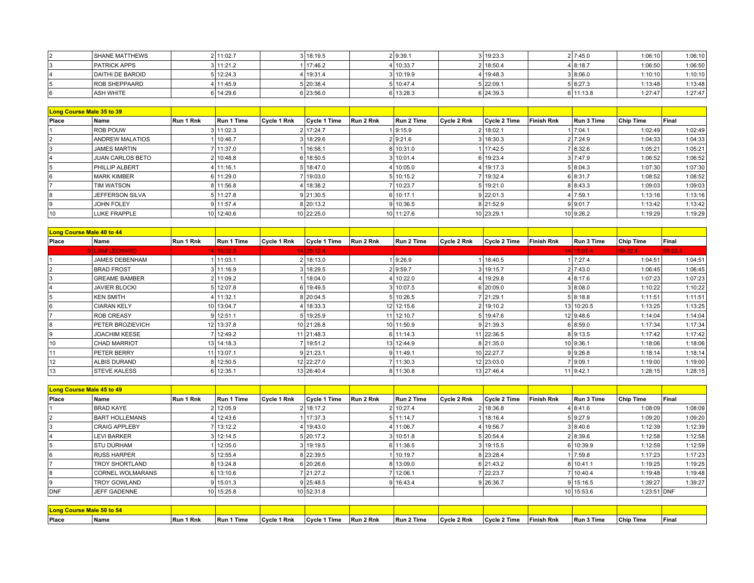| Place | Name | Run 1 Rnk | Run 1 Time | Cycle 1 Rnk | Cycle 1 Time | Run 2 Rnk | Run 2 Time | Cycle 2 Rnk | Cycle 2 Time | Finish Rnk | Run 3 Time | Chip Time | Final |
|---|---|---|---|---|---|---|---|---|---|---|---|---|---|
| 2 | SHANE MATTHEWS | 2 | 11:02.7 | 3 | 18:19.5 | 2 | 9:39.1 | 3 | 19:23.3 | 2 | 7:45.0 | 1:06:10 | 1:06:10 |
| 3 | PATRICK APPS | 3 | 11:21.2 | 1 | 17:46.2 | 4 | 10:33.7 | 2 | 18:50.4 | 4 | 8:18.7 | 1:06:50 | 1:06:50 |
| 4 | DAITHI DE BAROID | 5 | 12:24.3 | 4 | 19:31.4 | 3 | 10:19.9 | 4 | 19:48.3 | 3 | 8:06.0 | 1:10:10 | 1:10:10 |
| 5 | ROB SHEPPAARD | 4 | 11:45.9 | 5 | 20:38.4 | 5 | 10:47.4 | 5 | 22:09.1 | 5 | 8:27.3 | 1:13:48 | 1:13:48 |
| 6 | ASH WHITE | 6 | 14:29.6 | 6 | 23:56.0 | 6 | 13:28.3 | 6 | 24:39.3 | 6 | 11:13.8 | 1:27:47 | 1:27:47 |

**Long Course Male 35 to 39**

| Place | Name | Run 1 Rnk | Run 1 Time | Cycle 1 Rnk | Cycle 1 Time | Run 2 Rnk | Run 2 Time | Cycle 2 Rnk | Cycle 2 Time | Finish Rnk | Run 3 Time | Chip Time | Final |
|---|---|---|---|---|---|---|---|---|---|---|---|---|---|
| 1 | ROB POUW | 3 | 11:02.3 | 2 | 17:24.7 | 1 | 9:15.9 | 2 | 18:02.1 | 1 | 7:04.1 | 1:02:49 | 1:02:49 |
| 2 | ANDREW MALATIOS | 1 | 10:46.7 | 3 | 18:29.6 | 2 | 9:21.6 | 3 | 18:30.3 | 2 | 7:24.9 | 1:04:33 | 1:04:33 |
| 3 | JAMES MARTIN | 7 | 11:37.0 | 1 | 16:58.1 | 8 | 10:31.0 | 1 | 17:42.5 | 7 | 8:32.6 | 1:05:21 | 1:05:21 |
| 4 | JUAN CARLOS BETO | 2 | 10:48.8 | 6 | 18:50.5 | 3 | 10:01.4 | 6 | 19:23.4 | 3 | 7:47.9 | 1:06:52 | 1:06:52 |
| 5 | PHILLIP ALBERT | 4 | 11:16.1 | 5 | 18:47.0 | 4 | 10:05.0 | 4 | 19:17.3 | 5 | 8:04.3 | 1:07:30 | 1:07:30 |
| 6 | MARK KIMBER | 6 | 11:29.0 | 7 | 19:03.0 | 5 | 10:15.2 | 7 | 19:32.4 | 6 | 8:31.7 | 1:08:52 | 1:08:52 |
| 7 | TIM WATSON | 8 | 11:56.8 | 4 | 18:38.2 | 7 | 10:23.7 | 5 | 19:21.0 | 8 | 8:43.3 | 1:09:03 | 1:09:03 |
| 8 | JEFFERSON SILVA | 5 | 11:27.8 | 9 | 21:30.5 | 6 | 10:17.1 | 9 | 22:01.3 | 4 | 7:59.1 | 1:13:16 | 1:13:16 |
| 9 | JOHN FOLEY | 9 | 11:57.4 | 8 | 20:13.2 | 9 | 10:36.5 | 8 | 21:52.9 | 9 | 9:01.7 | 1:13:42 | 1:13:42 |
| 10 | LUKE FRAPPLE | 10 | 12:40.6 | 10 | 22:25.0 | 10 | 11:27.6 | 10 | 23:29.1 | 10 | 9:26.2 | 1:19:29 | 1:19:29 |

**Long Course Male 40 to 44**

| Place | Name | Run 1 Rnk | Run 1 Time | Cycle 1 Rnk | Cycle 1 Time | Run 2 Rnk | Run 2 Time | Cycle 2 Rnk | Cycle 2 Time | Finish Rnk | Run 3 Time | Chip Time | Final |
|---|---|---|---|---|---|---|---|---|---|---|---|---|---|
| 0 | LIAM LEONARD | 14 | 15:02.5 | 14 | 29:12.4 | | | | | 14 | 15:07.4 | 59:22.4 | 59:22.4 |
| 1 | JAMES DEBENHAM | 1 | 11:03.1 | 2 | 18:13.0 | 1 | 9:26.9 | 1 | 18:40.5 | 1 | 7:27.4 | 1:04:51 | 1:04:51 |
| 2 | BRAD FROST | 3 | 11:16.9 | 3 | 18:29.5 | 2 | 9:59.7 | 3 | 19:15.7 | 2 | 7:43.0 | 1:06:45 | 1:06:45 |
| 3 | GREAME BAMBER | 2 | 11:09.2 | 1 | 18:04.0 | 4 | 10:22.0 | 4 | 19:29.8 | 4 | 8:17.6 | 1:07:23 | 1:07:23 |
| 4 | JAVIER BLOCKI | 5 | 12:07.8 | 6 | 19:49.5 | 3 | 10:07.5 | 6 | 20:09.0 | 3 | 8:08.0 | 1:10:22 | 1:10:22 |
| 5 | KEN SMITH | 4 | 11:32.1 | 8 | 20:04.5 | 5 | 10:26.5 | 7 | 21:29.1 | 5 | 8:18.8 | 1:11:51 | 1:11:51 |
| 6 | CIARAN KELY | 10 | 13:04.7 | 4 | 18:33.3 | 12 | 12:15.6 | 2 | 19:10.2 | 13 | 10:20.5 | 1:13:25 | 1:13:25 |
| 7 | ROB CREASY | 9 | 12:51.1 | 5 | 19:25.9 | 11 | 12:10.7 | 5 | 19:47.6 | 12 | 9:48.6 | 1:14:04 | 1:14:04 |
| 8 | PETER BROZIEVICH | 12 | 13:37.8 | 10 | 21:26.8 | 10 | 11:50.9 | 9 | 21:39.3 | 6 | 8:59.0 | 1:17:34 | 1:17:34 |
| 9 | JOACHIM KEESE | 7 | 12:49.2 | 11 | 21:48.3 | 6 | 11:14.3 | 11 | 22:36.5 | 8 | 9:13.5 | 1:17:42 | 1:17:42 |
| 10 | CHAD MARRIOT | 13 | 14:18.3 | 7 | 19:51.2 | 13 | 12:44.9 | 8 | 21:35.0 | 10 | 9:36.1 | 1:18:06 | 1:18:06 |
| 11 | PETER BERRY | 11 | 13:07.1 | 9 | 21:23.1 | 9 | 11:49.1 | 10 | 22:27.7 | 9 | 9:26.8 | 1:18:14 | 1:18:14 |
| 12 | ALBIS DURAND | 8 | 12:50.5 | 12 | 22:27.0 | 7 | 11:30.3 | 12 | 23:03.0 | 7 | 9:09.1 | 1:19:00 | 1:19:00 |
| 13 | STEVE KALESS | 6 | 12:35.1 | 13 | 26:40.4 | 8 | 11:30.8 | 13 | 27:46.4 | 11 | 9:42.1 | 1:28:15 | 1:28:15 |

**Long Course Male 45 to 49**

| Place | Name | Run 1 Rnk | Run 1 Time | Cycle 1 Rnk | Cycle 1 Time | Run 2 Rnk | Run 2 Time | Cycle 2 Rnk | Cycle 2 Time | Finish Rnk | Run 3 Time | Chip Time | Final |
|---|---|---|---|---|---|---|---|---|---|---|---|---|---|
| 1 | BRAD KAYE | 2 | 12:05.9 | 2 | 18:17.2 | 2 | 10:27.4 | 2 | 18:36.8 | 4 | 8:41.6 | 1:08:09 | 1:08:09 |
| 2 | BART HOLLEMANS | 4 | 12:43.6 | 1 | 17:37.3 | 5 | 11:14.7 | 1 | 18:16.4 | 5 | 9:27.9 | 1:09:20 | 1:09:20 |
| 3 | CRAIG APPLEBY | 7 | 13:12.2 | 4 | 19:43.0 | 4 | 11:06.7 | 4 | 19:56.7 | 3 | 8:40.6 | 1:12:39 | 1:12:39 |
| 4 | LEVI BARKER | 3 | 12:14.5 | 5 | 20:17.2 | 3 | 10:51.8 | 5 | 20:54.4 | 2 | 8:39.6 | 1:12:58 | 1:12:58 |
| 5 | STU DURHAM | 1 | 12:05.0 | 3 | 19:19.5 | 6 | 11:38.5 | 3 | 19:15.5 | 6 | 10:39.9 | 1:12:59 | 1:12:59 |
| 6 | RUSS HARPER | 5 | 12:55.4 | 8 | 22:39.5 | 1 | 10:19.7 | 8 | 23:28.4 | 1 | 7:59.8 | 1:17:23 | 1:17:23 |
| 7 | TROY SHORTLAND | 8 | 13:24.8 | 6 | 20:26.6 | 8 | 13:09.0 | 6 | 21:43.2 | 8 | 10:41.1 | 1:19:25 | 1:19:25 |
| 8 | CORNEL WOLMARANS | 6 | 13:10.6 | 7 | 21:27.2 | 7 | 12:06.1 | 7 | 22:23.7 | 7 | 10:40.4 | 1:19:48 | 1:19:48 |
| 9 | TROY GOWLAND | 9 | 15:01.3 | 9 | 25:48.5 | 9 | 16:43.4 | 9 | 26:36.7 | 9 | 15:16.5 | 1:39:27 | 1:39:27 |
| DNF | JEFF GADENNE | 10 | 15:25.8 | 10 | 52:31.8 | | | | | 10 | 15:53.6 | 1:23:51 | DNF |

**Long Course Male 50 to 54**

| Place | Name | Run 1 Rnk | Run 1 Time | Cycle 1 Rnk | Cycle 1 Time | Run 2 Rnk | Run 2 Time | Cycle 2 Rnk | Cycle 2 Time | Finish Rnk | Run 3 Time | Chip Time | Final |
|---|---|---|---|---|---|---|---|---|---|---|---|---|---|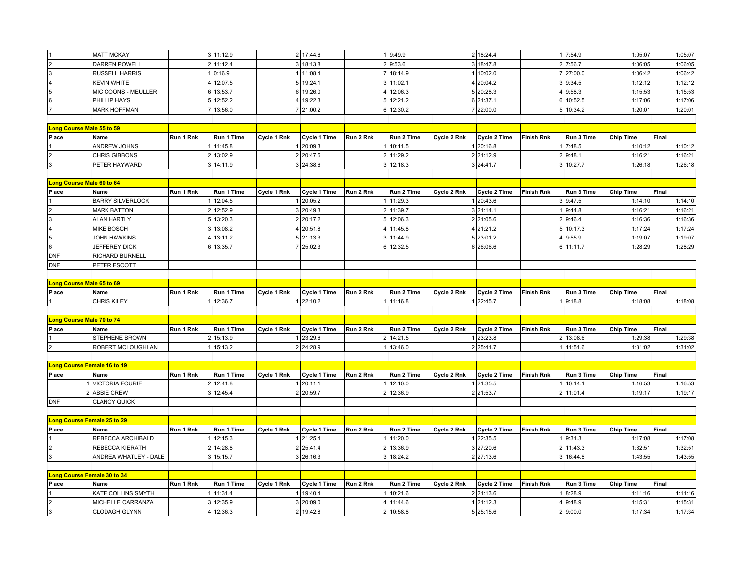| | | | | | | | | | | | | |
|---|---|---|---|---|---|---|---|---|---|---|---|---|
| 1 | MATT MCKAY | 3 | 11:12.9 | 2 | 17:44.6 | 1 | 9:49.9 | 2 | 18:24.4 | 1 | 7:54.9 | 1:05:07 | 1:05:07 |
| 2 | DARREN POWELL | 2 | 11:12.4 | 3 | 18:13.8 | 2 | 9:53.6 | 3 | 18:47.8 | 2 | 7:56.7 | 1:06:05 | 1:06:05 |
| 3 | RUSSELL HARRIS | 1 | 0:16.9 | 1 | 11:08.4 | 7 | 18:14.9 | 1 | 10:02.0 | 7 | 27:00.0 | 1:06:42 | 1:06:42 |
| 4 | KEVIN WHITE | 4 | 12:07.5 | 5 | 19:24.1 | 3 | 11:02.1 | 4 | 20:04.2 | 3 | 9:34.5 | 1:12:12 | 1:12:12 |
| 5 | MIC COONS - MEULLER | 6 | 13:53.7 | 6 | 19:26.0 | 4 | 12:06.3 | 5 | 20:28.3 | 4 | 9:58.3 | 1:15:53 | 1:15:53 |
| 6 | PHILLIP HAYS | 5 | 12:52.2 | 4 | 19:22.3 | 5 | 12:21.2 | 6 | 21:37.1 | 6 | 10:52.5 | 1:17:06 | 1:17:06 |
| 7 | MARK HOFFMAN | 7 | 13:56.0 | 7 | 21:00.2 | 6 | 12:30.2 | 7 | 22:00.0 | 5 | 10:34.2 | 1:20:01 | 1:20:01 |

**Long Course Male 55 to 59**

| Place | Name | Run 1 Rnk | Run 1 Time | Cycle 1 Rnk | Cycle 1 Time | Run 2 Rnk | Run 2 Time | Cycle 2 Rnk | Cycle 2 Time | Finish Rnk | Run 3 Time | Chip Time | Final |
|---|---|---|---|---|---|---|---|---|---|---|---|---|---|
| 1 | ANDREW JOHNS | 1 | 11:45.8 | 1 | 20:09.3 | 1 | 10:11.5 | 1 | 20:16.8 | 1 | 7:48.5 | 1:10:12 | 1:10:12 |
| 2 | CHRIS GIBBONS | 2 | 13:02.9 | 2 | 20:47.6 | 2 | 11:29.2 | 2 | 21:12.9 | 2 | 9:48.1 | 1:16:21 | 1:16:21 |
| 3 | PETER HAYWARD | 3 | 14:11.9 | 3 | 24:38.6 | 3 | 12:18.3 | 3 | 24:41.7 | 3 | 10:27.7 | 1:26:18 | 1:26:18 |

**Long Course Male 60 to 64**

| Place | Name | Run 1 Rnk | Run 1 Time | Cycle 1 Rnk | Cycle 1 Time | Run 2 Rnk | Run 2 Time | Cycle 2 Rnk | Cycle 2 Time | Finish Rnk | Run 3 Time | Chip Time | Final |
|---|---|---|---|---|---|---|---|---|---|---|---|---|---|
| 1 | BARRY SILVERLOCK | 1 | 12:04.5 | 1 | 20:05.2 | 1 | 11:29.3 | 1 | 20:43.6 | 3 | 9:47.5 | 1:14:10 | 1:14:10 |
| 2 | MARK BATTON | 2 | 12:52.9 | 3 | 20:49.3 | 2 | 11:39.7 | 3 | 21:14.1 | 1 | 9:44.8 | 1:16:21 | 1:16:21 |
| 3 | ALAN HARTLY | 5 | 13:20.3 | 2 | 20:17.2 | 5 | 12:06.3 | 2 | 21:05.6 | 2 | 9:46.4 | 1:16:36 | 1:16:36 |
| 4 | MIKE BOSCH | 3 | 13:08.2 | 4 | 20:51.8 | 4 | 11:45.8 | 4 | 21:21.2 | 5 | 10:17.3 | 1:17:24 | 1:17:24 |
| 5 | JOHN HAWKINS | 4 | 13:11.2 | 5 | 21:13.3 | 3 | 11:44.9 | 5 | 23:01.2 | 4 | 9:55.9 | 1:19:07 | 1:19:07 |
| 6 | JEFFEREY DICK | 6 | 13:35.7 | 7 | 25:02.3 | 6 | 12:32.5 | 6 | 26:06.6 | 6 | 11:11.7 | 1:28:29 | 1:28:29 |
| DNF | RICHARD BURNELL | | | | | | | | | | | | |
| DNF | PETER ESCOTT | | | | | | | | | | | | |

**Long Course Male 65 to 69**

| Place | Name | Run 1 Rnk | Run 1 Time | Cycle 1 Rnk | Cycle 1 Time | Run 2 Rnk | Run 2 Time | Cycle 2 Rnk | Cycle 2 Time | Finish Rnk | Run 3 Time | Chip Time | Final |
|---|---|---|---|---|---|---|---|---|---|---|---|---|---|
| 1 | CHRIS KILEY | 1 | 12:36.7 | 1 | 22:10.2 | 1 | 11:16.8 | 1 | 22:45.7 | 1 | 9:18.8 | 1:18:08 | 1:18:08 |

**Long Course Male 70 to 74**

| Place | Name | Run 1 Rnk | Run 1 Time | Cycle 1 Rnk | Cycle 1 Time | Run 2 Rnk | Run 2 Time | Cycle 2 Rnk | Cycle 2 Time | Finish Rnk | Run 3 Time | Chip Time | Final |
|---|---|---|---|---|---|---|---|---|---|---|---|---|---|
| 1 | STEPHENE BROWN | 2 | 15:13.9 | 1 | 23:29.6 | 2 | 14:21.5 | 1 | 23:23.8 | 2 | 13:08.6 | 1:29:38 | 1:29:38 |
| 2 | ROBERT MCLOUGHLAN | 1 | 15:13.2 | 2 | 24:28.9 | 1 | 13:46.0 | 2 | 25:41.7 | 1 | 11:51.6 | 1:31:02 | 1:31:02 |

**Long Course Female 16 to 19**

| Place | Name | Run 1 Rnk | Run 1 Time | Cycle 1 Rnk | Cycle 1 Time | Run 2 Rnk | Run 2 Time | Cycle 2 Rnk | Cycle 2 Time | Finish Rnk | Run 3 Time | Chip Time | Final |
|---|---|---|---|---|---|---|---|---|---|---|---|---|---|
| 1 | VICTORIA FOURIE | 2 | 12:41.8 | 1 | 20:11.1 | 1 | 12:10.0 | 1 | 21:35.5 | 1 | 10:14.1 | 1:16:53 | 1:16:53 |
| 2 | ABBIE CREW | 3 | 12:45.4 | 2 | 20:59.7 | 2 | 12:36.9 | 2 | 21:53.7 | 2 | 11:01.4 | 1:19:17 | 1:19:17 |
| DNF | CLANCY QUICK | | | | | | | | | | | | |

**Long Course Female 25 to 29**

| Place | Name | Run 1 Rnk | Run 1 Time | Cycle 1 Rnk | Cycle 1 Time | Run 2 Rnk | Run 2 Time | Cycle 2 Rnk | Cycle 2 Time | Finish Rnk | Run 3 Time | Chip Time | Final |
|---|---|---|---|---|---|---|---|---|---|---|---|---|---|
| 1 | REBECCA ARCHIBALD | 1 | 12:15.3 | 1 | 21:25.4 | 1 | 11:20.0 | 1 | 22:35.5 | 1 | 9:31.3 | 1:17:08 | 1:17:08 |
| 2 | REBECCA KIERATH | 2 | 14:28.8 | 2 | 25:41.4 | 2 | 13:36.9 | 3 | 27:20.6 | 2 | 11:43.3 | 1:32:51 | 1:32:51 |
| 3 | ANDREA WHATLEY - DALE | 3 | 15:15.7 | 3 | 26:16.3 | 3 | 18:24.2 | 2 | 27:13.6 | 3 | 16:44.8 | 1:43:55 | 1:43:55 |

**Long Course Female 30 to 34**

| Place | Name | Run 1 Rnk | Run 1 Time | Cycle 1 Rnk | Cycle 1 Time | Run 2 Rnk | Run 2 Time | Cycle 2 Rnk | Cycle 2 Time | Finish Rnk | Run 3 Time | Chip Time | Final |
|---|---|---|---|---|---|---|---|---|---|---|---|---|---|
| 1 | KATE COLLINS SMYTH | 1 | 11:31.4 | 1 | 19:40.4 | 1 | 10:21.6 | 2 | 21:13.6 | 1 | 8:28.9 | 1:11:16 | 1:11:16 |
| 2 | MICHELLE CARRANZA | 3 | 12:35.9 | 3 | 20:09.0 | 4 | 11:44.6 | 1 | 21:12.3 | 4 | 9:48.9 | 1:15:31 | 1:15:31 |
| 3 | CLODAGH GLYNN | 4 | 12:36.3 | 2 | 19:42.8 | 2 | 10:58.8 | 5 | 25:15.6 | 2 | 9:00.0 | 1:17:34 | 1:17:34 |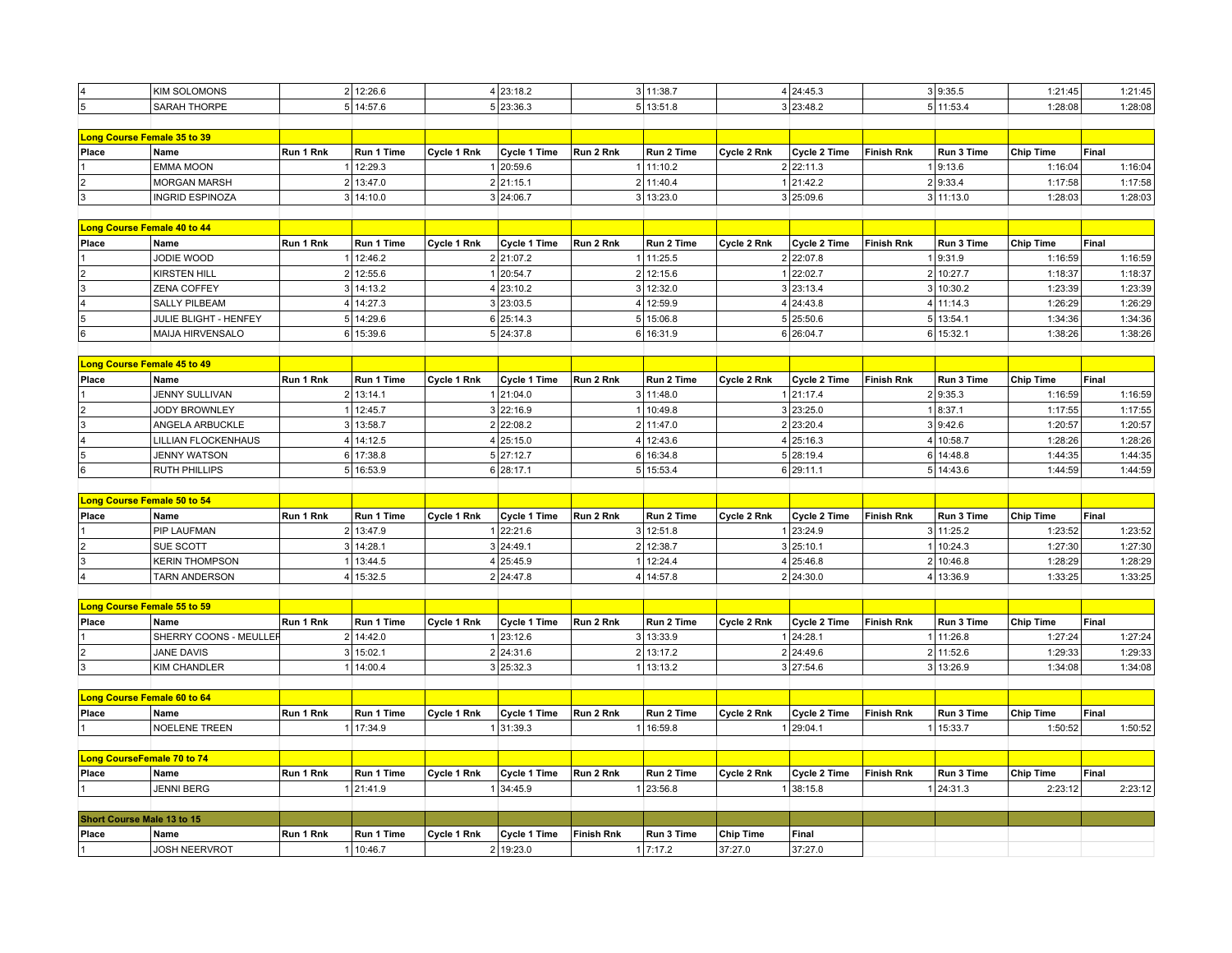| | | | | | | | | | | | | | |
|---|---|---|---|---|---|---|---|---|---|---|---|---|---|
| 4 | KIM SOLOMONS | 2 | 12:26.6 | 4 | 23:18.2 | 3 | 11:38.7 | 4 | 24:45.3 | 3 | 9:35.5 | 1:21:45 | 1:21:45 |
| 5 | SARAH THORPE | 5 | 14:57.6 | 5 | 23:36.3 | 5 | 13:51.8 | 3 | 23:48.2 | 5 | 11:53.4 | 1:28:08 | 1:28:08 |

**Long Course Female 35 to 39**

| Place | Name | Run 1 Rnk | Run 1 Time | Cycle 1 Rnk | Cycle 1 Time | Run 2 Rnk | Run 2 Time | Cycle 2 Rnk | Cycle 2 Time | Finish Rnk | Run 3 Time | Chip Time | Final |
|---|---|---|---|---|---|---|---|---|---|---|---|---|---|
| 1 | EMMA MOON | 1 | 12:29.3 | 1 | 20:59.6 | 1 | 11:10.2 | 2 | 22:11.3 | 1 | 9:13.6 | 1:16:04 | 1:16:04 |
| 2 | MORGAN MARSH | 2 | 13:47.0 | 2 | 21:15.1 | 2 | 11:40.4 | 1 | 21:42.2 | 2 | 9:33.4 | 1:17:58 | 1:17:58 |
| 3 | INGRID ESPINOZA | 3 | 14:10.0 | 3 | 24:06.7 | 3 | 13:23.0 | 3 | 25:09.6 | 3 | 11:13.0 | 1:28:03 | 1:28:03 |

**Long Course Female 40 to 44**

| Place | Name | Run 1 Rnk | Run 1 Time | Cycle 1 Rnk | Cycle 1 Time | Run 2 Rnk | Run 2 Time | Cycle 2 Rnk | Cycle 2 Time | Finish Rnk | Run 3 Time | Chip Time | Final |
|---|---|---|---|---|---|---|---|---|---|---|---|---|---|
| 1 | JODIE WOOD | 1 | 12:46.2 | 2 | 21:07.2 | 1 | 11:25.5 | 2 | 22:07.8 | 1 | 9:31.9 | 1:16:59 | 1:16:59 |
| 2 | KIRSTEN HILL | 2 | 12:55.6 | 1 | 20:54.7 | 2 | 12:15.6 | 1 | 22:02.7 | 2 | 10:27.7 | 1:18:37 | 1:18:37 |
| 3 | ZENA COFFEY | 3 | 14:13.2 | 4 | 23:10.2 | 3 | 12:32.0 | 3 | 23:13.4 | 3 | 10:30.2 | 1:23:39 | 1:23:39 |
| 4 | SALLY PILBEAM | 4 | 14:27.3 | 3 | 23:03.5 | 4 | 12:59.9 | 4 | 24:43.8 | 4 | 11:14.3 | 1:26:29 | 1:26:29 |
| 5 | JULIE BLIGHT - HENFEY | 5 | 14:29.6 | 6 | 25:14.3 | 5 | 15:06.8 | 5 | 25:50.6 | 5 | 13:54.1 | 1:34:36 | 1:34:36 |
| 6 | MAIJA HIRVENSALO | 6 | 15:39.6 | 5 | 24:37.8 | 6 | 16:31.9 | 6 | 26:04.7 | 6 | 15:32.1 | 1:38:26 | 1:38:26 |

**Long Course Female 45 to 49**

| Place | Name | Run 1 Rnk | Run 1 Time | Cycle 1 Rnk | Cycle 1 Time | Run 2 Rnk | Run 2 Time | Cycle 2 Rnk | Cycle 2 Time | Finish Rnk | Run 3 Time | Chip Time | Final |
|---|---|---|---|---|---|---|---|---|---|---|---|---|---|
| 1 | JENNY SULLIVAN | 2 | 13:14.1 | 1 | 21:04.0 | 3 | 11:48.0 | 1 | 21:17.4 | 2 | 9:35.3 | 1:16:59 | 1:16:59 |
| 2 | JODY BROWNLEY | 1 | 12:45.7 | 3 | 22:16.9 | 1 | 10:49.8 | 3 | 23:25.0 | 1 | 8:37.1 | 1:17:55 | 1:17:55 |
| 3 | ANGELA ARBUCKLE | 3 | 13:58.7 | 2 | 22:08.2 | 2 | 11:47.0 | 2 | 23:20.4 | 3 | 9:42.6 | 1:20:57 | 1:20:57 |
| 4 | LILLIAN FLOCKENHAUS | 4 | 14:12.5 | 4 | 25:15.0 | 4 | 12:43.6 | 4 | 25:16.3 | 4 | 10:58.7 | 1:28:26 | 1:28:26 |
| 5 | JENNY WATSON | 6 | 17:38.8 | 5 | 27:12.7 | 6 | 16:34.8 | 5 | 28:19.4 | 6 | 14:48.8 | 1:44:35 | 1:44:35 |
| 6 | RUTH PHILLIPS | 5 | 16:53.9 | 6 | 28:17.1 | 5 | 15:53.4 | 6 | 29:11.1 | 5 | 14:43.6 | 1:44:59 | 1:44:59 |

**Long Course Female 50 to 54**

| Place | Name | Run 1 Rnk | Run 1 Time | Cycle 1 Rnk | Cycle 1 Time | Run 2 Rnk | Run 2 Time | Cycle 2 Rnk | Cycle 2 Time | Finish Rnk | Run 3 Time | Chip Time | Final |
|---|---|---|---|---|---|---|---|---|---|---|---|---|---|
| 1 | PIP LAUFMAN | 2 | 13:47.9 | 1 | 22:21.6 | 3 | 12:51.8 | 1 | 23:24.9 | 3 | 11:25.2 | 1:23:52 | 1:23:52 |
| 2 | SUE SCOTT | 3 | 14:28.1 | 3 | 24:49.1 | 2 | 12:38.7 | 3 | 25:10.1 | 1 | 10:24.3 | 1:27:30 | 1:27:30 |
| 3 | KERIN THOMPSON | 1 | 13:44.5 | 4 | 25:45.9 | 1 | 12:24.4 | 4 | 25:46.8 | 2 | 10:46.8 | 1:28:29 | 1:28:29 |
| 4 | TARN ANDERSON | 4 | 15:32.5 | 2 | 24:47.8 | 4 | 14:57.8 | 2 | 24:30.0 | 4 | 13:36.9 | 1:33:25 | 1:33:25 |

**Long Course Female 55 to 59**

| Place | Name | Run 1 Rnk | Run 1 Time | Cycle 1 Rnk | Cycle 1 Time | Run 2 Rnk | Run 2 Time | Cycle 2 Rnk | Cycle 2 Time | Finish Rnk | Run 3 Time | Chip Time | Final |
|---|---|---|---|---|---|---|---|---|---|---|---|---|---|
| 1 | SHERRY COONS - MEULLER | 2 | 14:42.0 | 1 | 23:12.6 | 3 | 13:33.9 | 1 | 24:28.1 | 1 | 11:26.8 | 1:27:24 | 1:27:24 |
| 2 | JANE DAVIS | 3 | 15:02.1 | 2 | 24:31.6 | 2 | 13:17.2 | 2 | 24:49.6 | 2 | 11:52.6 | 1:29:33 | 1:29:33 |
| 3 | KIM CHANDLER | 1 | 14:00.4 | 3 | 25:32.3 | 1 | 13:13.2 | 3 | 27:54.6 | 3 | 13:26.9 | 1:34:08 | 1:34:08 |

**Long Course Female 60 to 64**

| Place | Name | Run 1 Rnk | Run 1 Time | Cycle 1 Rnk | Cycle 1 Time | Run 2 Rnk | Run 2 Time | Cycle 2 Rnk | Cycle 2 Time | Finish Rnk | Run 3 Time | Chip Time | Final |
|---|---|---|---|---|---|---|---|---|---|---|---|---|---|
| 1 | NOELENE TREEN | 1 | 17:34.9 | 1 | 31:39.3 | 1 | 16:59.8 | 1 | 29:04.1 | 1 | 15:33.7 | 1:50:52 | 1:50:52 |

**Long CourseFemale 70 to 74**

| Place | Name | Run 1 Rnk | Run 1 Time | Cycle 1 Rnk | Cycle 1 Time | Run 2 Rnk | Run 2 Time | Cycle 2 Rnk | Cycle 2 Time | Finish Rnk | Run 3 Time | Chip Time | Final |
|---|---|---|---|---|---|---|---|---|---|---|---|---|---|
| 1 | JENNI BERG | 1 | 21:41.9 | 1 | 34:45.9 | 1 | 23:56.8 | 1 | 38:15.8 | 1 | 24:31.3 | 2:23:12 | 2:23:12 |

**Short Course Male 13 to 15**

| Place | Name | Run 1 Rnk | Run 1 Time | Cycle 1 Rnk | Cycle 1 Time | Finish Rnk | Run 3 Time | Chip Time | Final |
|---|---|---|---|---|---|---|---|---|---|
| 1 | JOSH NEERVROT | 1 | 10:46.7 | 2 | 19:23.0 | 1 | 7:17.2 | 37:27.0 | 37:27.0 |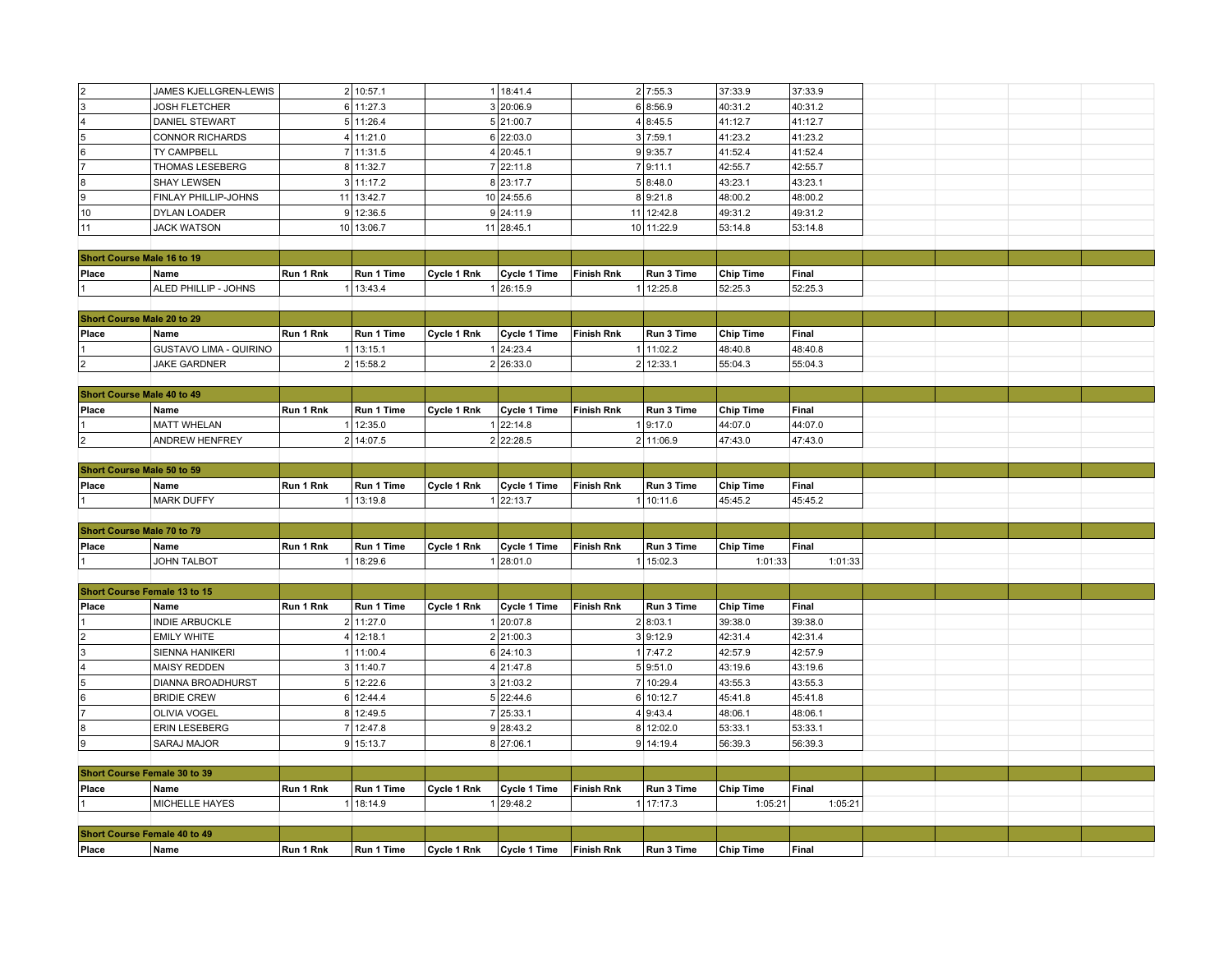| Place | Name | Run 1 Rnk | Run 1 Time | Cycle 1 Rnk | Cycle 1 Time | Finish Rnk | Run 3 Time | Chip Time | Final |
|---|---|---|---|---|---|---|---|---|---|
| 2 | JAMES KJELLGREN-LEWIS | 2 | 10:57.1 | 1 | 18:41.4 | 2 | 7:55.3 | 37:33.9 | 37:33.9 |
| 3 | JOSH FLETCHER | 6 | 11:27.3 | 3 | 20:06.9 | 6 | 8:56.9 | 40:31.2 | 40:31.2 |
| 4 | DANIEL STEWART | 5 | 11:26.4 | 5 | 21:00.7 | 4 | 8:45.5 | 41:12.7 | 41:12.7 |
| 5 | CONNOR RICHARDS | 4 | 11:21.0 | 6 | 22:03.0 | 3 | 7:59.1 | 41:23.2 | 41:23.2 |
| 6 | TY CAMPBELL | 7 | 11:31.5 | 4 | 20:45.1 | 9 | 9:35.7 | 41:52.4 | 41:52.4 |
| 7 | THOMAS LESEBERG | 8 | 11:32.7 | 7 | 22:11.8 | 7 | 9:11.1 | 42:55.7 | 42:55.7 |
| 8 | SHAY LEWSEN | 3 | 11:17.2 | 8 | 23:17.7 | 5 | 8:48.0 | 43:23.1 | 43:23.1 |
| 9 | FINLAY PHILLIP-JOHNS | 11 | 13:42.7 | 10 | 24:55.6 | 8 | 9:21.8 | 48:00.2 | 48:00.2 |
| 10 | DYLAN LOADER | 9 | 12:36.5 | 9 | 24:11.9 | 11 | 12:42.8 | 49:31.2 | 49:31.2 |
| 11 | JACK WATSON | 10 | 13:06.7 | 11 | 28:45.1 | 10 | 11:22.9 | 53:14.8 | 53:14.8 |

**Short Course Male 16 to 19**

| Place | Name | Run 1 Rnk | Run 1 Time | Cycle 1 Rnk | Cycle 1 Time | Finish Rnk | Run 3 Time | Chip Time | Final |
|---|---|---|---|---|---|---|---|---|---|
| 1 | ALED PHILLIP - JOHNS | 1 | 13:43.4 | 1 | 26:15.9 | 1 | 12:25.8 | 52:25.3 | 52:25.3 |

**Short Course Male 20 to 29**

| Place | Name | Run 1 Rnk | Run 1 Time | Cycle 1 Rnk | Cycle 1 Time | Finish Rnk | Run 3 Time | Chip Time | Final |
|---|---|---|---|---|---|---|---|---|---|
| 1 | GUSTAVO LIMA - QUIRINO | 1 | 13:15.1 | 1 | 24:23.4 | 1 | 11:02.2 | 48:40.8 | 48:40.8 |
| 2 | JAKE GARDNER | 2 | 15:58.2 | 2 | 26:33.0 | 2 | 12:33.1 | 55:04.3 | 55:04.3 |

**Short Course Male 40 to 49**

| Place | Name | Run 1 Rnk | Run 1 Time | Cycle 1 Rnk | Cycle 1 Time | Finish Rnk | Run 3 Time | Chip Time | Final |
|---|---|---|---|---|---|---|---|---|---|
| 1 | MATT WHELAN | 1 | 12:35.0 | 1 | 22:14.8 | 1 | 9:17.0 | 44:07.0 | 44:07.0 |
| 2 | ANDREW HENFREY | 2 | 14:07.5 | 2 | 22:28.5 | 2 | 11:06.9 | 47:43.0 | 47:43.0 |

**Short Course Male 50 to 59**

| Place | Name | Run 1 Rnk | Run 1 Time | Cycle 1 Rnk | Cycle 1 Time | Finish Rnk | Run 3 Time | Chip Time | Final |
|---|---|---|---|---|---|---|---|---|---|
| 1 | MARK DUFFY | 1 | 13:19.8 | 1 | 22:13.7 | 1 | 10:11.6 | 45:45.2 | 45:45.2 |

**Short Course Male 70 to 79**

| Place | Name | Run 1 Rnk | Run 1 Time | Cycle 1 Rnk | Cycle 1 Time | Finish Rnk | Run 3 Time | Chip Time | Final |
|---|---|---|---|---|---|---|---|---|---|
| 1 | JOHN TALBOT | 1 | 18:29.6 | 1 | 28:01.0 | 1 | 15:02.3 | 1:01:33 | 1:01:33 |

**Short Course Female 13 to 15**

| Place | Name | Run 1 Rnk | Run 1 Time | Cycle 1 Rnk | Cycle 1 Time | Finish Rnk | Run 3 Time | Chip Time | Final |
|---|---|---|---|---|---|---|---|---|---|
| 1 | INDIE ARBUCKLE | 2 | 11:27.0 | 1 | 20:07.8 | 2 | 8:03.1 | 39:38.0 | 39:38.0 |
| 2 | EMILY WHITE | 4 | 12:18.1 | 2 | 21:00.3 | 3 | 9:12.9 | 42:31.4 | 42:31.4 |
| 3 | SIENNA HANIKERI | 1 | 11:00.4 | 6 | 24:10.3 | 1 | 7:47.2 | 42:57.9 | 42:57.9 |
| 4 | MAISY REDDEN | 3 | 11:40.7 | 4 | 21:47.8 | 5 | 9:51.0 | 43:19.6 | 43:19.6 |
| 5 | DIANNA BROADHURST | 5 | 12:22.6 | 3 | 21:03.2 | 7 | 10:29.4 | 43:55.3 | 43:55.3 |
| 6 | BRIDIE CREW | 6 | 12:44.4 | 5 | 22:44.6 | 6 | 10:12.7 | 45:41.8 | 45:41.8 |
| 7 | OLIVIA VOGEL | 8 | 12:49.5 | 7 | 25:33.1 | 4 | 9:43.4 | 48:06.1 | 48:06.1 |
| 8 | ERIN LESEBERG | 7 | 12:47.8 | 9 | 28:43.2 | 8 | 12:02.0 | 53:33.1 | 53:33.1 |
| 9 | SARAJ MAJOR | 9 | 15:13.7 | 8 | 27:06.1 | 9 | 14:19.4 | 56:39.3 | 56:39.3 |

**Short Course Female 30 to 39**

| Place | Name | Run 1 Rnk | Run 1 Time | Cycle 1 Rnk | Cycle 1 Time | Finish Rnk | Run 3 Time | Chip Time | Final |
|---|---|---|---|---|---|---|---|---|---|
| 1 | MICHELLE HAYES | 1 | 18:14.9 | 1 | 29:48.2 | 1 | 17:17.3 | 1:05:21 | 1:05:21 |

**Short Course Female 40 to 49**

| Place | Name | Run 1 Rnk | Run 1 Time | Cycle 1 Rnk | Cycle 1 Time | Finish Rnk | Run 3 Time | Chip Time | Final |
|---|---|---|---|---|---|---|---|---|---|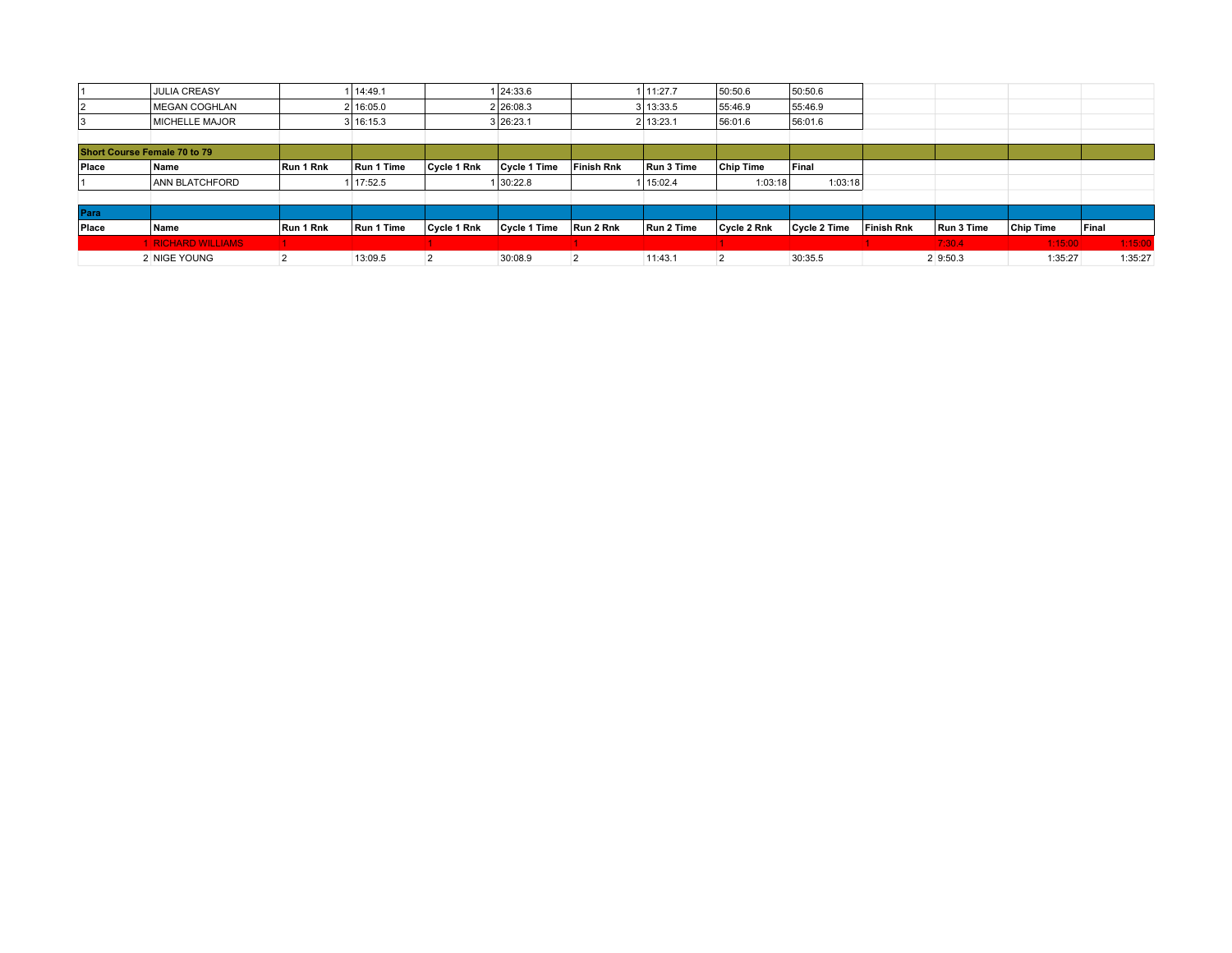| | | | | | | | | | |
|---|---|---|---|---|---|---|---|---|---|
| 1 | JULIA CREASY | 1 | 14:49.1 | 1 | 24:33.6 | 1 | 11:27.7 | 50:50.6 | 50:50.6 |
| 2 | MEGAN COGHLAN | 2 | 16:05.0 | 2 | 26:08.3 | 3 | 13:33.5 | 55:46.9 | 55:46.9 |
| 3 | MICHELLE MAJOR | 3 | 16:15.3 | 3 | 26:23.1 | 2 | 13:23.1 | 56:01.6 | 56:01.6 |

**Short Course Female 70 to 79**

| Place | Name | Run 1 Rnk | Run 1 Time | Cycle 1 Rnk | Cycle 1 Time | Finish Rnk | Run 3 Time | Chip Time | Final |
|---|---|---|---|---|---|---|---|---|---|
| 1 | ANN BLATCHFORD | 1 | 17:52.5 | 1 | 30:22.8 | 1 | 15:02.4 | 1:03:18 | 1:03:18 |

**Para**

| Place | Name | Run 1 Rnk | Run 1 Time | Cycle 1 Rnk | Cycle 1 Time | Run 2 Rnk | Run 2 Time | Cycle 2 Rnk | Cycle 2 Time | Finish Rnk | Run 3 Time | Chip Time | Final |
|---|---|---|---|---|---|---|---|---|---|---|---|---|---|
| 1 | RICHARD WILLIAMS | 1 | | 1 | | 1 | | 1 | | 1 | 7:30.4 | 1:15:00 | 1:15:00 |
| 2 | NIGE YOUNG | 2 | 13:09.5 | 2 | 30:08.9 | 2 | 11:43.1 | 2 | 30:35.5 | 2 | 9:50.3 | 1:35:27 | 1:35:27 |